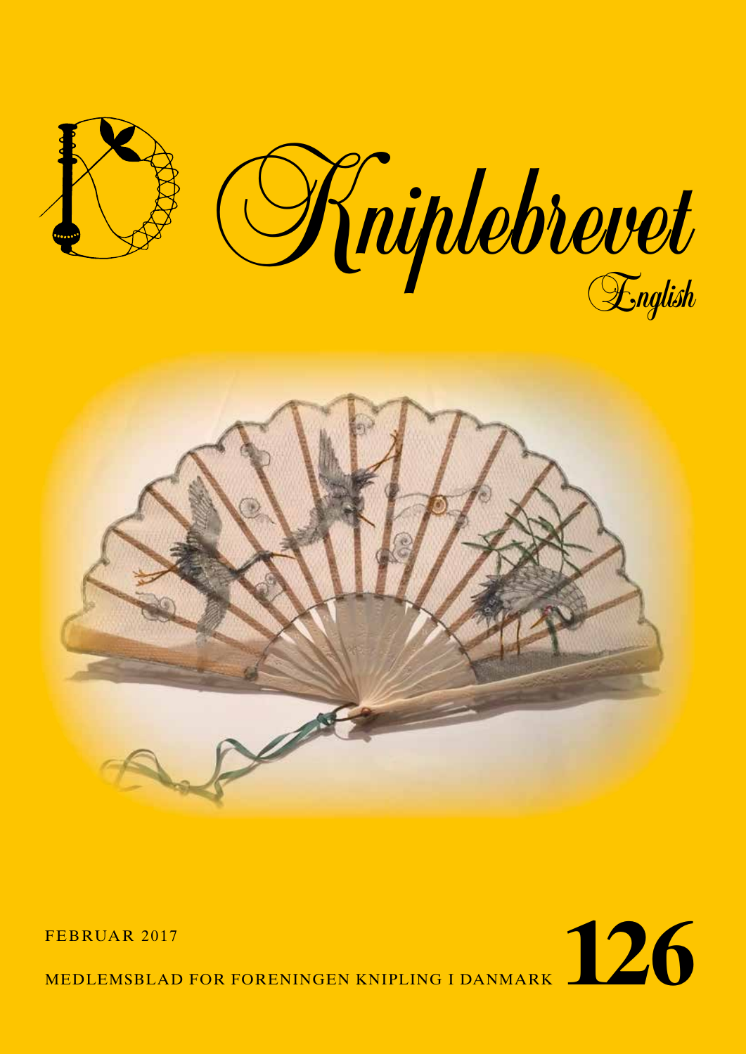# Kniplebrevet

English

FEBRUAR 2017

MEDLEMSBLAD FOR FORENINGEN KNIPLING I DANMARK **126**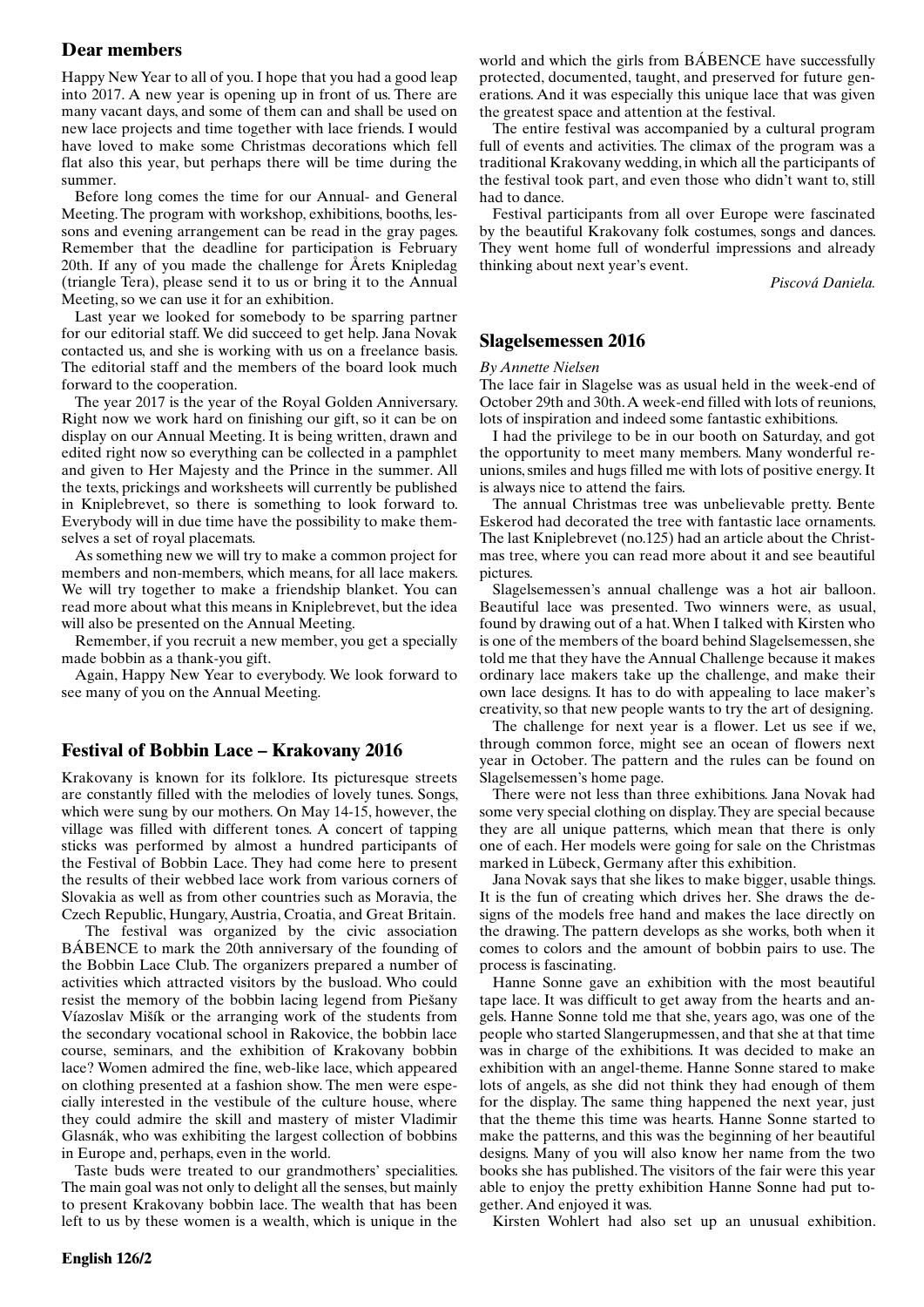## Dear members

Happy New Year to all of you. I hope that you had a good leap into 2017. A new year is opening up in front of us. There are many vacant days, and some of them can and shall be used on new lace projects and time together with lace friends. I would have loved to make some Christmas decorations which fell flat also this year, but perhaps there will be time during the summer.

Before long comes the time for our Annual- and General Meeting. The program with workshop, exhibitions, booths, lessons and evening arrangement can be read in the gray pages. Remember that the deadline for participation is February 20th. If any of you made the challenge for Årets Knipledag (triangle Tera), please send it to us or bring it to the Annual Meeting, so we can use it for an exhibition.

Last year we looked for somebody to be sparring partner for our editorial staff. We did succeed to get help. Jana Novak contacted us, and she is working with us on a freelance basis. The editorial staff and the members of the board look much forward to the cooperation.

The year 2017 is the year of the Royal Golden Anniversary. Right now we work hard on finishing our gift, so it can be on display on our Annual Meeting. It is being written, drawn and edited right now so everything can be collected in a pamphlet and given to Her Majesty and the Prince in the summer. All the texts, prickings and worksheets will currently be published in Kniplebrevet, so there is something to look forward to. Everybody will in due time have the possibility to make themselves a set of royal placemats.

As something new we will try to make a common project for members and non-members, which means, for all lace makers. We will try together to make a friendship blanket. You can read more about what this means in Kniplebrevet, but the idea will also be presented on the Annual Meeting.

Remember, if you recruit a new member, you get a specially made bobbin as a thank-you gift.

Again, Happy New Year to everybody. We look forward to see many of you on the Annual Meeting.

## Festival of Bobbin Lace – Krakovany 2016

Krakovany is known for its folklore. Its picturesque streets are constantly filled with the melodies of lovely tunes. Songs, which were sung by our mothers. On May 14-15, however, the village was filled with different tones. A concert of tapping sticks was performed by almost a hundred participants of the Festival of Bobbin Lace. They had come here to present the results of their webbed lace work from various corners of Slovakia as well as from other countries such as Moravia, the Czech Republic, Hungary, Austria, Croatia, and Great Britain.

The festival was organized by the civic association BÁBENCE to mark the 20th anniversary of the founding of the Bobbin Lace Club. The organizers prepared a number of activities which attracted visitors by the busload. Who could resist the memory of the bobbin lacing legend from Piešany Víazoslav Mišík or the arranging work of the students from the secondary vocational school in Rakovice, the bobbin lace course, seminars, and the exhibition of Krakovany bobbin lace? Women admired the fine, web-like lace, which appeared on clothing presented at a fashion show. The men were especially interested in the vestibule of the culture house, where they could admire the skill and mastery of mister Vladimir Glasnák, who was exhibiting the largest collection of bobbins in Europe and, perhaps, even in the world.

Taste buds were treated to our grandmothers' specialities. The main goal was not only to delight all the senses, but mainly to present Krakovany bobbin lace. The wealth that has been left to us by these women is a wealth, which is unique in the world and which the girls from BÁBENCE have successfully protected, documented, taught, and preserved for future generations. And it was especially this unique lace that was given the greatest space and attention at the festival.

The entire festival was accompanied by a cultural program full of events and activities. The climax of the program was a traditional Krakovany wedding, in which all the participants of the festival took part, and even those who didn't want to, still had to dance.

Festival participants from all over Europe were fascinated by the beautiful Krakovany folk costumes, songs and dances. They went home full of wonderful impressions and already thinking about next year's event.

*Piscová Daniela.*

## Slagelsemessen 2016

*By Annette Nielsen*

The lace fair in Slagelse was as usual held in the week-end of October 29th and 30th. A week-end filled with lots of reunions, lots of inspiration and indeed some fantastic exhibitions.

I had the privilege to be in our booth on Saturday, and got the opportunity to meet many members. Many wonderful reunions, smiles and hugs filled me with lots of positive energy. It is always nice to attend the fairs.

The annual Christmas tree was unbelievable pretty. Bente Eskerod had decorated the tree with fantastic lace ornaments. The last Kniplebrevet (no.125) had an article about the Christmas tree, where you can read more about it and see beautiful pictures.

Slagelsemessen's annual challenge was a hot air balloon. Beautiful lace was presented. Two winners were, as usual, found by drawing out of a hat. When I talked with Kirsten who is one of the members of the board behind Slagelsemessen, she told me that they have the Annual Challenge because it makes ordinary lace makers take up the challenge, and make their own lace designs. It has to do with appealing to lace maker's creativity, so that new people wants to try the art of designing.

The challenge for next year is a flower. Let us see if we, through common force, might see an ocean of flowers next year in October. The pattern and the rules can be found on Slagelsemessen's home page.

There were not less than three exhibitions. Jana Novak had some very special clothing on display. They are special because they are all unique patterns, which mean that there is only one of each. Her models were going for sale on the Christmas marked in Lübeck, Germany after this exhibition.

Jana Novak says that she likes to make bigger, usable things. It is the fun of creating which drives her. She draws the designs of the models free hand and makes the lace directly on the drawing. The pattern develops as she works, both when it comes to colors and the amount of bobbin pairs to use. The process is fascinating.

Hanne Sonne gave an exhibition with the most beautiful tape lace. It was difficult to get away from the hearts and angels. Hanne Sonne told me that she, years ago, was one of the people who started Slangerupmessen, and that she at that time was in charge of the exhibitions. It was decided to make an exhibition with an angel-theme. Hanne Sonne stared to make lots of angels, as she did not think they had enough of them for the display. The same thing happened the next year, just that the theme this time was hearts. Hanne Sonne started to make the patterns, and this was the beginning of her beautiful designs. Many of you will also know her name from the two books she has published. The visitors of the fair were this year able to enjoy the pretty exhibition Hanne Sonne had put together. And enjoyed it was.

Kirsten Wohlert had also set up an unusual exhibition.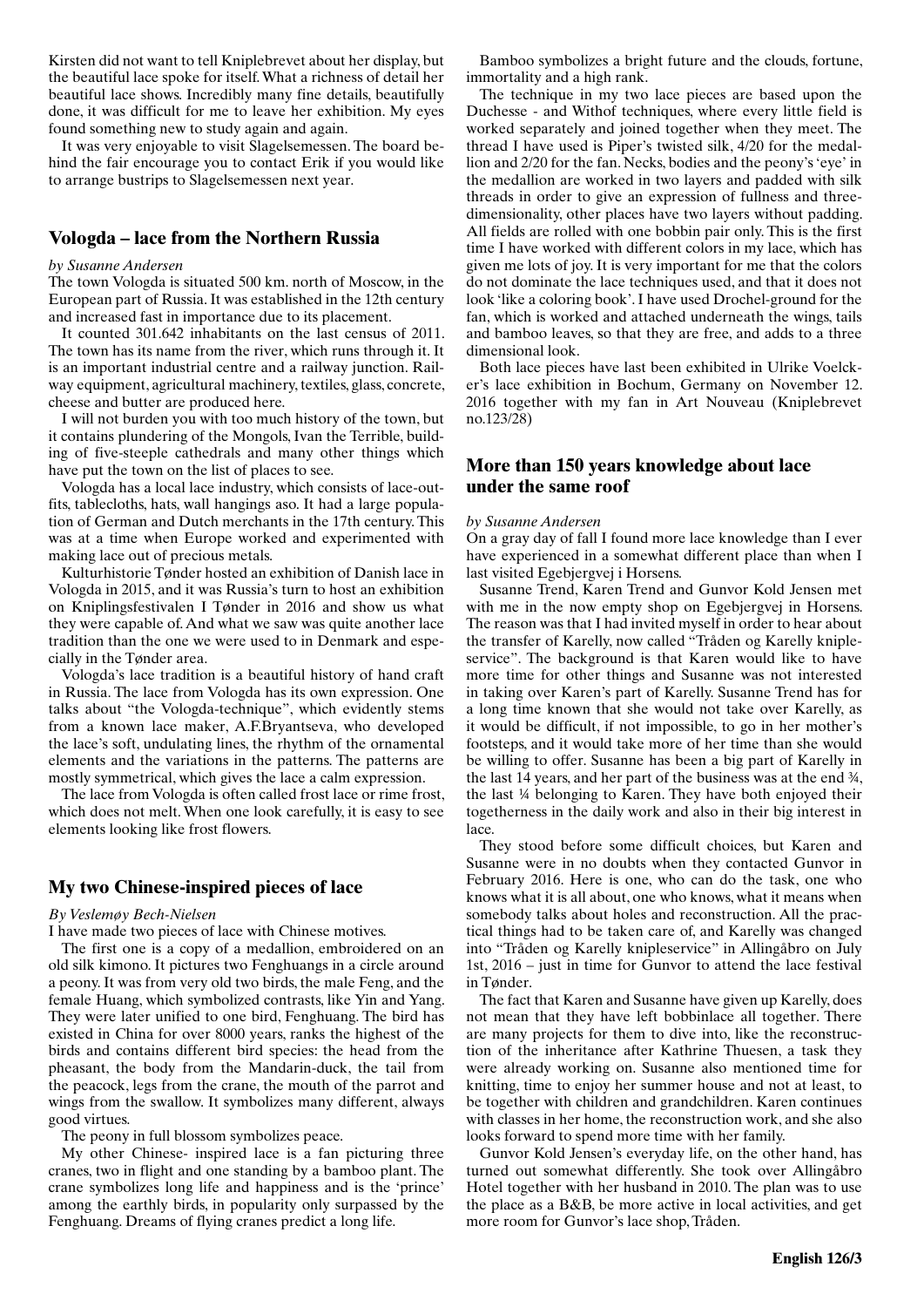Kirsten did not want to tell Kniplebrevet about her display, but the beautiful lace spoke for itself. What a richness of detail her beautiful lace shows. Incredibly many fine details, beautifully done, it was difficult for me to leave her exhibition. My eyes found something new to study again and again.

It was very enjoyable to visit Slagelsemessen. The board behind the fair encourage you to contact Erik if you would like to arrange bustrips to Slagelsemessen next year.

## Vologda – lace from the Northern Russia

*by Susanne Andersen*

The town Vologda is situated 500 km. north of Moscow, in the European part of Russia. It was established in the 12th century and increased fast in importance due to its placement.

It counted 301.642 inhabitants on the last census of 2011. The town has its name from the river, which runs through it. It is an important industrial centre and a railway junction. Railway equipment, agricultural machinery, textiles, glass, concrete, cheese and butter are produced here.

I will not burden you with too much history of the town, but it contains plundering of the Mongols, Ivan the Terrible, building of five-steeple cathedrals and many other things which have put the town on the list of places to see.

Vologda has a local lace industry, which consists of lace-outfits, tablecloths, hats, wall hangings aso. It had a large population of German and Dutch merchants in the 17th century. This was at a time when Europe worked and experimented with making lace out of precious metals.

Kulturhistorie Tønder hosted an exhibition of Danish lace in Vologda in 2015, and it was Russia's turn to host an exhibition on Kniplingsfestivalen I Tønder in 2016 and show us what they were capable of. And what we saw was quite another lace tradition than the one we were used to in Denmark and especially in the Tønder area.

Vologda's lace tradition is a beautiful history of hand craft in Russia. The lace from Vologda has its own expression. One talks about "the Vologda-technique", which evidently stems from a known lace maker, A.F.Bryantseva, who developed the lace's soft, undulating lines, the rhythm of the ornamental elements and the variations in the patterns. The patterns are mostly symmetrical, which gives the lace a calm expression.

The lace from Vologda is often called frost lace or rime frost, which does not melt. When one look carefully, it is easy to see elements looking like frost flowers.

## My two Chinese-inspired pieces of lace

*By Veslemøy Bech-Nielsen*

I have made two pieces of lace with Chinese motives.

The first one is a copy of a medallion, embroidered on an old silk kimono. It pictures two Fenghuangs in a circle around a peony. It was from very old two birds, the male Feng, and the female Huang, which symbolized contrasts, like Yin and Yang. They were later unified to one bird, Fenghuang. The bird has existed in China for over 8000 years, ranks the highest of the birds and contains different bird species: the head from the pheasant, the body from the Mandarin-duck, the tail from the peacock, legs from the crane, the mouth of the parrot and wings from the swallow. It symbolizes many different, always good virtues.

The peony in full blossom symbolizes peace.

My other Chinese- inspired lace is a fan picturing three cranes, two in flight and one standing by a bamboo plant. The crane symbolizes long life and happiness and is the 'prince' among the earthly birds, in popularity only surpassed by the Fenghuang. Dreams of flying cranes predict a long life.

Bamboo symbolizes a bright future and the clouds, fortune, immortality and a high rank.

The technique in my two lace pieces are based upon the Duchesse - and Withof techniques, where every little field is worked separately and joined together when they meet. The thread I have used is Piper's twisted silk, 4/20 for the medallion and 2/20 for the fan. Necks, bodies and the peony's 'eye' in the medallion are worked in two layers and padded with silk threads in order to give an expression of fullness and three-dimensionality, other places have two layers without padding. All fields are rolled with one bobbin pair only. This is the first time I have worked with different colors in my lace, which has given me lots of joy. It is very important for me that the colors do not dominate the lace techniques used, and that it does not look 'like a coloring book'. I have used Drochel-ground for the fan, which is worked and attached underneath the wings, tails and bamboo leaves, so that they are free, and adds to a three dimensional look.

Both lace pieces have last been exhibited in Ulrike Voelcker's lace exhibition in Bochum, Germany on November 12. 2016 together with my fan in Art Nouveau (Kniplebrevet no.123/28)

## More than 150 years knowledge about lace under the same roof

*by Susanne Andersen*

On a gray day of fall I found more lace knowledge than I ever have experienced in a somewhat different place than when I last visited Egebjergvej i Horsens.

Susanne Trend, Karen Trend and Gunvor Kold Jensen met with me in the now empty shop on Egebjergvej in Horsens. The reason was that I had invited myself in order to hear about the transfer of Karelly, now called "Tråden og Karelly knipleservice". The background is that Karen would like to have more time for other things and Susanne was not interested in taking over Karen's part of Karelly. Susanne Trend has for a long time known that she would not take over Karelly, as it would be difficult, if not impossible, to go in her mother's footsteps, and it would take more of her time than she would be willing to offer. Susanne has been a big part of Karelly in the last 14 years, and her part of the business was at the end ¾, the last ¼ belonging to Karen. They have both enjoyed their togetherness in the daily work and also in their big interest in lace.

They stood before some difficult choices, but Karen and Susanne were in no doubts when they contacted Gunvor in February 2016. Here is one, who can do the task, one who knows what it is all about, one who knows, what it means when somebody talks about holes and reconstruction. All the practical things had to be taken care of, and Karelly was changed into "Tråden og Karelly knipleservice" in Allingåbro on July 1st, 2016 – just in time for Gunvor to attend the lace festival in Tønder.

The fact that Karen and Susanne have given up Karelly, does not mean that they have left bobbinlace all together. There are many projects for them to dive into, like the reconstruction of the inheritance after Kathrine Thuesen, a task they were already working on. Susanne also mentioned time for knitting, time to enjoy her summer house and not at least, to be together with children and grandchildren. Karen continues with classes in her home, the reconstruction work, and she also looks forward to spend more time with her family.

Gunvor Kold Jensen's everyday life, on the other hand, has turned out somewhat differently. She took over Allingåbro Hotel together with her husband in 2010. The plan was to use the place as a B&B, be more active in local activities, and get more room for Gunvor's lace shop, Tråden.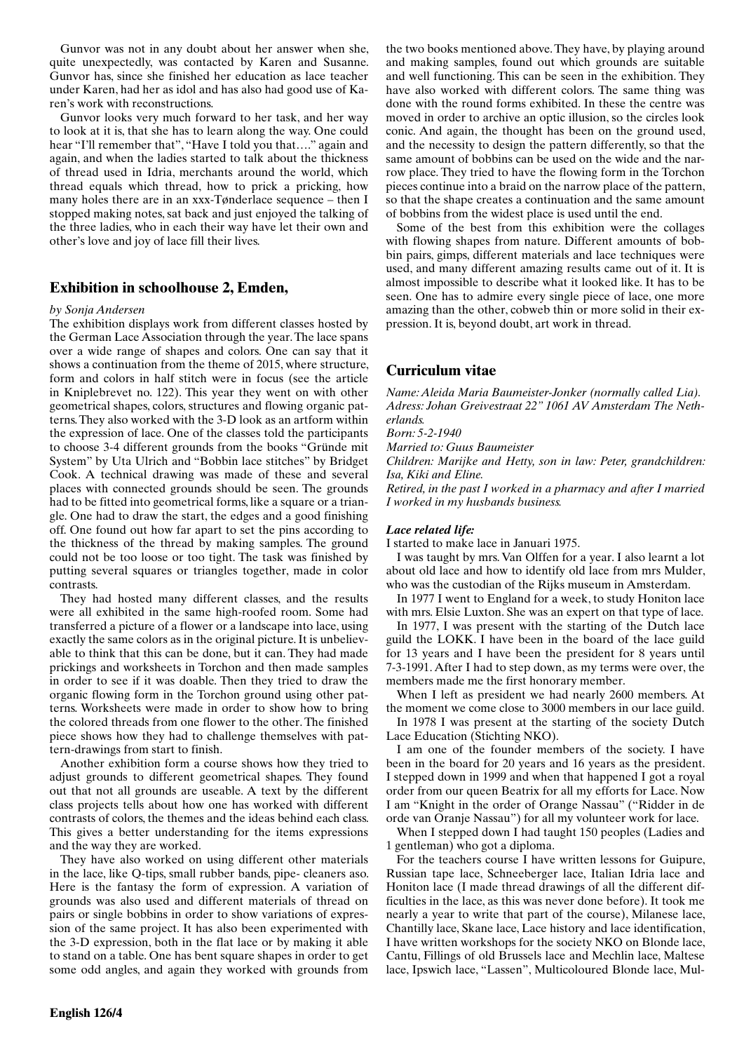Gunvor was not in any doubt about her answer when she, quite unexpectedly, was contacted by Karen and Susanne. Gunvor has, since she finished her education as lace teacher under Karen, had her as idol and has also had good use of Karen's work with reconstructions.

Gunvor looks very much forward to her task, and her way to look at it is, that she has to learn along the way. One could hear "I'll remember that", "Have I told you that…." again and again, and when the ladies started to talk about the thickness of thread used in Idria, merchants around the world, which thread equals which thread, how to prick a pricking, how many holes there are in an xxx-Tønderlace sequence – then I stopped making notes, sat back and just enjoyed the talking of the three ladies, who in each their way have let their own and other's love and joy of lace fill their lives.

## Exhibition in schoolhouse 2, Emden,

*by Sonja Andersen*

The exhibition displays work from different classes hosted by the German Lace Association through the year. The lace spans over a wide range of shapes and colors. One can say that it shows a continuation from the theme of 2015, where structure, form and colors in half stitch were in focus (see the article in Kniplebrevet no. 122). This year they went on with other geometrical shapes, colors, structures and flowing organic patterns. They also worked with the 3-D look as an artform within the expression of lace. One of the classes told the participants to choose 3-4 different grounds from the books "Gründe mit System" by Uta Ulrich and "Bobbin lace stitches" by Bridget Cook. A technical drawing was made of these and several places with connected grounds should be seen. The grounds had to be fitted into geometrical forms, like a square or a triangle. One had to draw the start, the edges and a good finishing off. One found out how far apart to set the pins according to the thickness of the thread by making samples. The ground could not be too loose or too tight. The task was finished by putting several squares or triangles together, made in color contrasts.

They had hosted many different classes, and the results were all exhibited in the same high-roofed room. Some had transferred a picture of a flower or a landscape into lace, using exactly the same colors as in the original picture. It is unbelievable to think that this can be done, but it can. They had made prickings and worksheets in Torchon and then made samples in order to see if it was doable. Then they tried to draw the organic flowing form in the Torchon ground using other patterns. Worksheets were made in order to show how to bring the colored threads from one flower to the other. The finished piece shows how they had to challenge themselves with pattern-drawings from start to finish.

Another exhibition form a course shows how they tried to adjust grounds to different geometrical shapes. They found out that not all grounds are useable. A text by the different class projects tells about how one has worked with different contrasts of colors, the themes and the ideas behind each class. This gives a better understanding for the items expressions and the way they are worked.

They have also worked on using different other materials in the lace, like Q-tips, small rubber bands, pipe- cleaners aso. Here is the fantasy the form of expression. A variation of grounds was also used and different materials of thread on pairs or single bobbins in order to show variations of expression of the same project. It has also been experimented with the 3-D expression, both in the flat lace or by making it able to stand on a table. One has bent square shapes in order to get some odd angles, and again they worked with grounds from the two books mentioned above. They have, by playing around and making samples, found out which grounds are suitable and well functioning. This can be seen in the exhibition. They have also worked with different colors. The same thing was done with the round forms exhibited. In these the centre was moved in order to archive an optic illusion, so the circles look conic. And again, the thought has been on the ground used, and the necessity to design the pattern differently, so that the same amount of bobbins can be used on the wide and the narrow place. They tried to have the flowing form in the Torchon pieces continue into a braid on the narrow place of the pattern, so that the shape creates a continuation and the same amount of bobbins from the widest place is used until the end.

Some of the best from this exhibition were the collages with flowing shapes from nature. Different amounts of bobbin pairs, gimps, different materials and lace techniques were used, and many different amazing results came out of it. It is almost impossible to describe what it looked like. It has to be seen. One has to admire every single piece of lace, one more amazing than the other, cobweb thin or more solid in their expression. It is, beyond doubt, art work in thread.

## Curriculum vitae

*Name: Aleida Maria Baumeister-Jonker (normally called Lia).*
*Adress: Johan Greivestraat 22" 1061 AV Amsterdam The Netherlands.*
*Born: 5-2-1940*
*Married to: Guus Baumeister*
*Children: Marijke and Hetty, son in law: Peter, grandchildren: Isa, Kiki and Eline.*
*Retired, in the past I worked in a pharmacy and after I married I worked in my husbands business.*

***Lace related life:***

I started to make lace in Januari 1975.

I was taught by mrs. Van Olffen for a year. I also learnt a lot about old lace and how to identify old lace from mrs Mulder, who was the custodian of the Rijks museum in Amsterdam.

In 1977 I went to England for a week, to study Honiton lace with mrs. Elsie Luxton. She was an expert on that type of lace.

In 1977, I was present with the starting of the Dutch lace guild the LOKK. I have been in the board of the lace guild for 13 years and I have been the president for 8 years until 7-3-1991. After I had to step down, as my terms were over, the members made me the first honorary member.

When I left as president we had nearly 2600 members. At the moment we come close to 3000 members in our lace guild.

In 1978 I was present at the starting of the society Dutch Lace Education (Stichting NKO).

I am one of the founder members of the society. I have been in the board for 20 years and 16 years as the president. I stepped down in 1999 and when that happened I got a royal order from our queen Beatrix for all my efforts for Lace. Now I am "Knight in the order of Orange Nassau" ("Ridder in de orde van Oranje Nassau") for all my volunteer work for lace.

When I stepped down I had taught 150 peoples (Ladies and 1 gentleman) who got a diploma.

For the teachers course I have written lessons for Guipure, Russian tape lace, Schneeberger lace, Italian Idria lace and Honiton lace (I made thread drawings of all the different difficulties in the lace, as this was never done before). It took me nearly a year to write that part of the course), Milanese lace, Chantilly lace, Skane lace, Lace history and lace identification, I have written workshops for the society NKO on Blonde lace, Cantu, Fillings of old Brussels lace and Mechlin lace, Maltese lace, Ipswich lace, "Lassen", Multicoloured Blonde lace, Mul-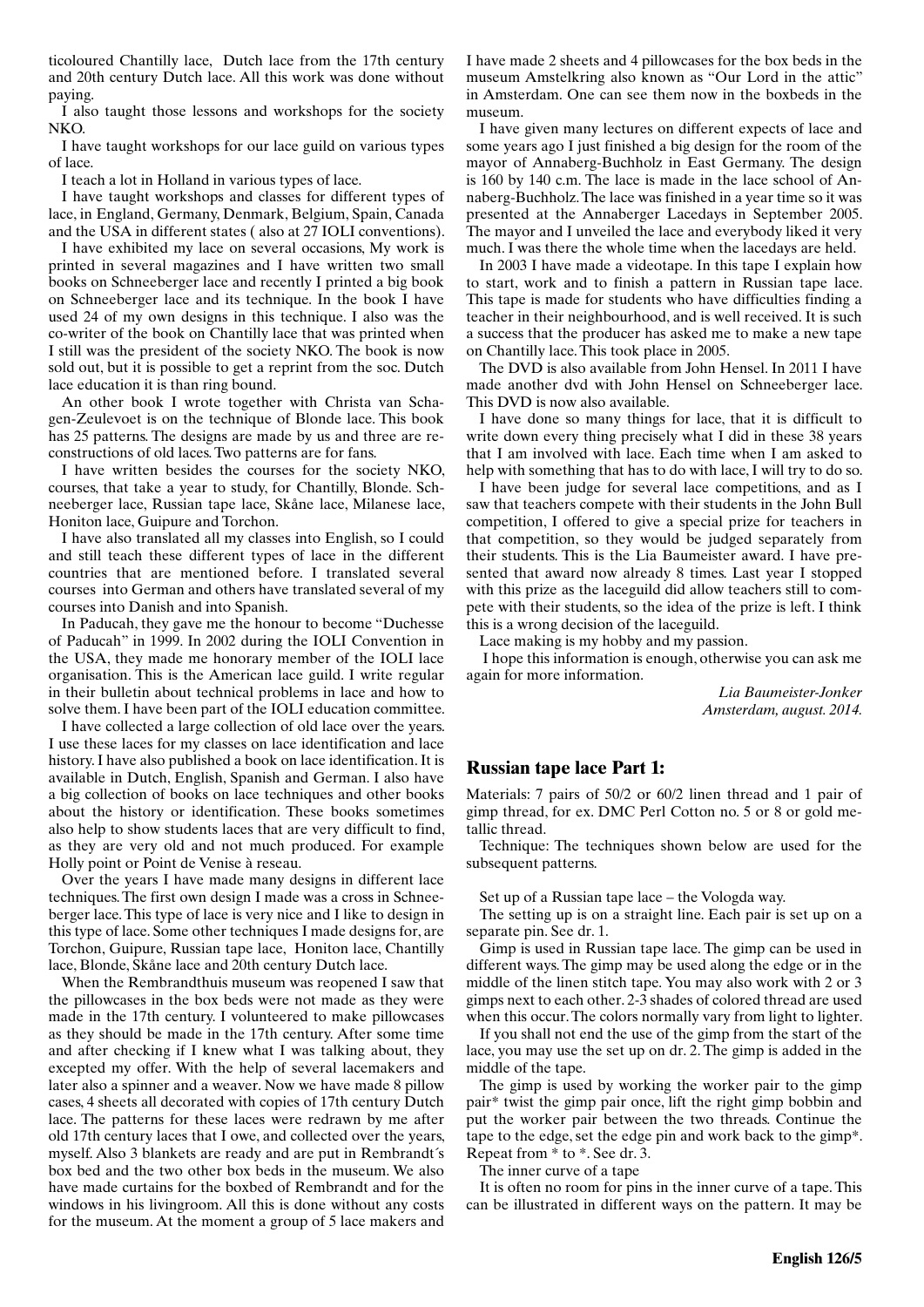ticoloured Chantilly lace, Dutch lace from the 17th century and 20th century Dutch lace. All this work was done without paying.

I also taught those lessons and workshops for the society NKO.

I have taught workshops for our lace guild on various types of lace.

I teach a lot in Holland in various types of lace.

I have taught workshops and classes for different types of lace, in England, Germany, Denmark, Belgium, Spain, Canada and the USA in different states ( also at 27 IOLI conventions).

I have exhibited my lace on several occasions, My work is printed in several magazines and I have written two small books on Schneeberger lace and recently I printed a big book on Schneeberger lace and its technique. In the book I have used 24 of my own designs in this technique. I also was the co-writer of the book on Chantilly lace that was printed when I still was the president of the society NKO. The book is now sold out, but it is possible to get a reprint from the soc. Dutch lace education it is than ring bound.

An other book I wrote together with Christa van Schagen-Zeulevoet is on the technique of Blonde lace. This book has 25 patterns. The designs are made by us and three are reconstructions of old laces. Two patterns are for fans.

I have written besides the courses for the society NKO, courses, that take a year to study, for Chantilly, Blonde. Schneeberger lace, Russian tape lace, Skåne lace, Milanese lace, Honiton lace, Guipure and Torchon.

I have also translated all my classes into English, so I could and still teach these different types of lace in the different countries that are mentioned before. I translated several courses into German and others have translated several of my courses into Danish and into Spanish.

In Paducah, they gave me the honour to become "Duchesse of Paducah" in 1999. In 2002 during the IOLI Convention in the USA, they made me honorary member of the IOLI lace organisation. This is the American lace guild. I write regular in their bulletin about technical problems in lace and how to solve them. I have been part of the IOLI education committee.

I have collected a large collection of old lace over the years. I use these laces for my classes on lace identification and lace history. I have also published a book on lace identification. It is available in Dutch, English, Spanish and German. I also have a big collection of books on lace techniques and other books about the history or identification. These books sometimes also help to show students laces that are very difficult to find, as they are very old and not much produced. For example Holly point or Point de Venise à reseau.

Over the years I have made many designs in different lace techniques. The first own design I made was a cross in Schneeberger lace. This type of lace is very nice and I like to design in this type of lace. Some other techniques I made designs for, are Torchon, Guipure, Russian tape lace, Honiton lace, Chantilly lace, Blonde, Skåne lace and 20th century Dutch lace.

When the Rembrandthuis museum was reopened I saw that the pillowcases in the box beds were not made as they were made in the 17th century. I volunteered to make pillowcases as they should be made in the 17th century. After some time and after checking if I knew what I was talking about, they excepted my offer. With the help of several lacemakers and later also a spinner and a weaver. Now we have made 8 pillow cases, 4 sheets all decorated with copies of 17th century Dutch lace. The patterns for these laces were redrawn by me after old 17th century laces that I owe, and collected over the years, myself. Also 3 blankets are ready and are put in Rembrandt´s box bed and the two other box beds in the museum. We also have made curtains for the boxbed of Rembrandt and for the windows in his livingroom. All this is done without any costs for the museum. At the moment a group of 5 lace makers and I have made 2 sheets and 4 pillowcases for the box beds in the museum Amstelkring also known as "Our Lord in the attic" in Amsterdam. One can see them now in the boxbeds in the museum.

I have given many lectures on different expects of lace and some years ago I just finished a big design for the room of the mayor of Annaberg-Buchholz in East Germany. The design is 160 by 140 c.m. The lace is made in the lace school of Annaberg-Buchholz. The lace was finished in a year time so it was presented at the Annaberger Lacedays in September 2005. The mayor and I unveiled the lace and everybody liked it very much. I was there the whole time when the lacedays are held.

In 2003 I have made a videotape. In this tape I explain how to start, work and to finish a pattern in Russian tape lace. This tape is made for students who have difficulties finding a teacher in their neighbourhood, and is well received. It is such a success that the producer has asked me to make a new tape on Chantilly lace. This took place in 2005.

The DVD is also available from John Hensel. In 2011 I have made another dvd with John Hensel on Schneeberger lace. This DVD is now also available.

I have done so many things for lace, that it is difficult to write down every thing precisely what I did in these 38 years that I am involved with lace. Each time when I am asked to help with something that has to do with lace, I will try to do so.

I have been judge for several lace competitions, and as I saw that teachers compete with their students in the John Bull competition, I offered to give a special prize for teachers in that competition, so they would be judged separately from their students. This is the Lia Baumeister award. I have presented that award now already 8 times. Last year I stopped with this prize as the laceguild did allow teachers still to compete with their students, so the idea of the prize is left. I think this is a wrong decision of the laceguild.

Lace making is my hobby and my passion.

I hope this information is enough, otherwise you can ask me again for more information.

*Lia Baumeister-Jonker*
*Amsterdam, august. 2014.*

## Russian tape lace Part 1:

Materials: 7 pairs of 50/2 or 60/2 linen thread and 1 pair of gimp thread, for ex. DMC Perl Cotton no. 5 or 8 or gold metallic thread.

Technique: The techniques shown below are used for the subsequent patterns.

Set up of a Russian tape lace – the Vologda way.

The setting up is on a straight line. Each pair is set up on a separate pin. See dr. 1.

Gimp is used in Russian tape lace. The gimp can be used in different ways. The gimp may be used along the edge or in the middle of the linen stitch tape. You may also work with 2 or 3 gimps next to each other. 2-3 shades of colored thread are used when this occur. The colors normally vary from light to lighter.

If you shall not end the use of the gimp from the start of the lace, you may use the set up on dr. 2. The gimp is added in the middle of the tape.

The gimp is used by working the worker pair to the gimp pair* twist the gimp pair once, lift the right gimp bobbin and put the worker pair between the two threads. Continue the tape to the edge, set the edge pin and work back to the gimp*. Repeat from * to *. See dr. 3.

The inner curve of a tape

It is often no room for pins in the inner curve of a tape. This can be illustrated in different ways on the pattern. It may be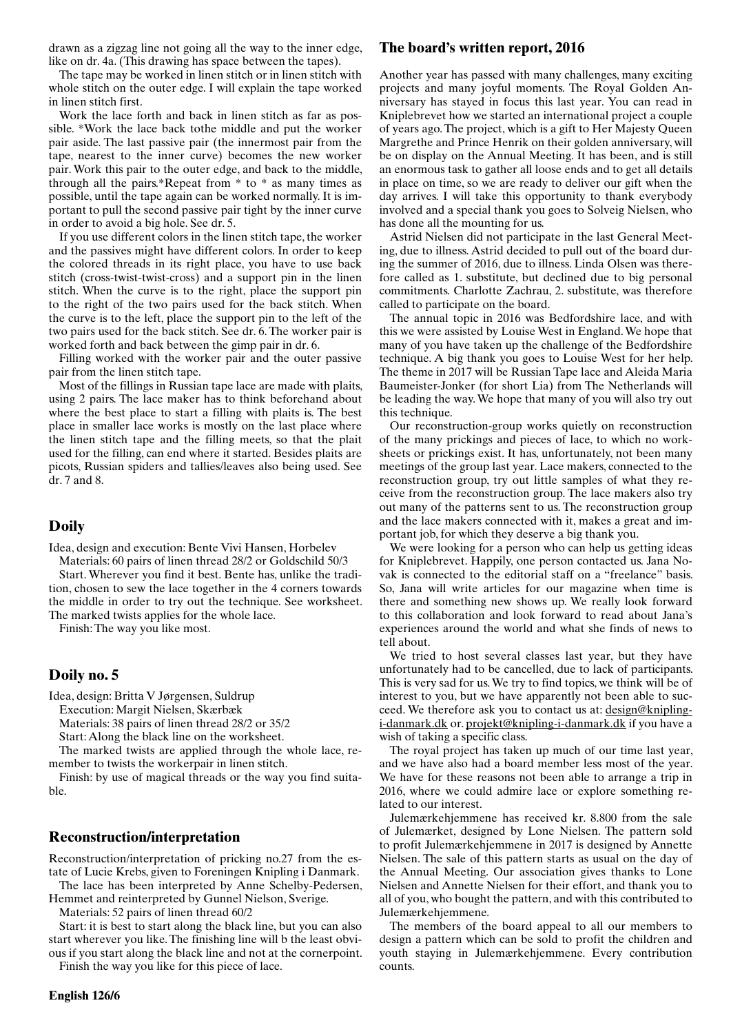drawn as a zigzag line not going all the way to the inner edge, like on dr. 4a. (This drawing has space between the tapes).

The tape may be worked in linen stitch or in linen stitch with whole stitch on the outer edge. I will explain the tape worked in linen stitch first.

Work the lace forth and back in linen stitch as far as possible. *Work the lace back tothe middle and put the worker pair aside. The last passive pair (the innermost pair from the tape, nearest to the inner curve) becomes the new worker pair. Work this pair to the outer edge, and back to the middle, through all the pairs.*Repeat from * to * as many times as possible, until the tape again can be worked normally. It is important to pull the second passive pair tight by the inner curve in order to avoid a big hole. See dr. 5.

If you use different colors in the linen stitch tape, the worker and the passives might have different colors. In order to keep the colored threads in its right place, you have to use back stitch (cross-twist-twist-cross) and a support pin in the linen stitch. When the curve is to the right, place the support pin to the right of the two pairs used for the back stitch. When the curve is to the left, place the support pin to the left of the two pairs used for the back stitch. See dr. 6. The worker pair is worked forth and back between the gimp pair in dr. 6.

Filling worked with the worker pair and the outer passive pair from the linen stitch tape.

Most of the fillings in Russian tape lace are made with plaits, using 2 pairs. The lace maker has to think beforehand about where the best place to start a filling with plaits is. The best place in smaller lace works is mostly on the last place where the linen stitch tape and the filling meets, so that the plait used for the filling, can end where it started. Besides plaits are picots, Russian spiders and tallies/leaves also being used. See dr. 7 and 8.

## Doily

Idea, design and execution: Bente Vivi Hansen, Horbelev

Materials: 60 pairs of linen thread 28/2 or Goldschild 50/3

Start. Wherever you find it best. Bente has, unlike the tradition, chosen to sew the lace together in the 4 corners towards the middle in order to try out the technique. See worksheet. The marked twists applies for the whole lace.

Finish: The way you like most.

## Doily no. 5

Idea, design: Britta V Jørgensen, Suldrup

Execution: Margit Nielsen, Skærbæk

Materials: 38 pairs of linen thread 28/2 or 35/2

Start: Along the black line on the worksheet.

The marked twists are applied through the whole lace, remember to twists the workerpair in linen stitch.

Finish: by use of magical threads or the way you find suitable.

## Reconstruction/interpretation

Reconstruction/interpretation of pricking no.27 from the estate of Lucie Krebs, given to Foreningen Knipling i Danmark.

The lace has been interpreted by Anne Schelby-Pedersen, Hemmet and reinterpreted by Gunnel Nielson, Sverige.

Materials: 52 pairs of linen thread 60/2

Start: it is best to start along the black line, but you can also start wherever you like. The finishing line will b the least obvious if you start along the black line and not at the cornerpoint.

Finish the way you like for this piece of lace.

## The board's written report, 2016

Another year has passed with many challenges, many exciting projects and many joyful moments. The Royal Golden Anniversary has stayed in focus this last year. You can read in Kniplebrevet how we started an international project a couple of years ago. The project, which is a gift to Her Majesty Queen Margrethe and Prince Henrik on their golden anniversary, will be on display on the Annual Meeting. It has been, and is still an enormous task to gather all loose ends and to get all details in place on time, so we are ready to deliver our gift when the day arrives. I will take this opportunity to thank everybody involved and a special thank you goes to Solveig Nielsen, who has done all the mounting for us.

Astrid Nielsen did not participate in the last General Meeting, due to illness. Astrid decided to pull out of the board during the summer of 2016, due to illness. Linda Olsen was therefore called as 1. substitute, but declined due to big personal commitments. Charlotte Zachrau, 2. substitute, was therefore called to participate on the board.

The annual topic in 2016 was Bedfordshire lace, and with this we were assisted by Louise West in England. We hope that many of you have taken up the challenge of the Bedfordshire technique. A big thank you goes to Louise West for her help. The theme in 2017 will be Russian Tape lace and Aleida Maria Baumeister-Jonker (for short Lia) from The Netherlands will be leading the way. We hope that many of you will also try out this technique.

Our reconstruction-group works quietly on reconstruction of the many prickings and pieces of lace, to which no worksheets or prickings exist. It has, unfortunately, not been many meetings of the group last year. Lace makers, connected to the reconstruction group, try out little samples of what they receive from the reconstruction group. The lace makers also try out many of the patterns sent to us. The reconstruction group and the lace makers connected with it, makes a great and important job, for which they deserve a big thank you.

We were looking for a person who can help us getting ideas for Kniplebrevet. Happily, one person contacted us. Jana Novak is connected to the editorial staff on a "freelance" basis. So, Jana will write articles for our magazine when time is there and something new shows up. We really look forward to this collaboration and look forward to read about Jana's experiences around the world and what she finds of news to tell about.

We tried to host several classes last year, but they have unfortunately had to be cancelled, due to lack of participants. This is very sad for us. We try to find topics, we think will be of interest to you, but we have apparently not been able to succeed. We therefore ask you to contact us at: design@knipling-i-danmark.dk or. projekt@knipling-i-danmark.dk if you have a wish of taking a specific class.

The royal project has taken up much of our time last year, and we have also had a board member less most of the year. We have for these reasons not been able to arrange a trip in 2016, where we could admire lace or explore something related to our interest.

Julemærkehjemmene has received kr. 8.800 from the sale of Julemærket, designed by Lone Nielsen. The pattern sold to profit Julemærkehjemmene in 2017 is designed by Annette Nielsen. The sale of this pattern starts as usual on the day of the Annual Meeting. Our association gives thanks to Lone Nielsen and Annette Nielsen for their effort, and thank you to all of you, who bought the pattern, and with this contributed to Julemærkehjemmene.

The members of the board appeal to all our members to design a pattern which can be sold to profit the children and youth staying in Julemærkehjemmene. Every contribution counts.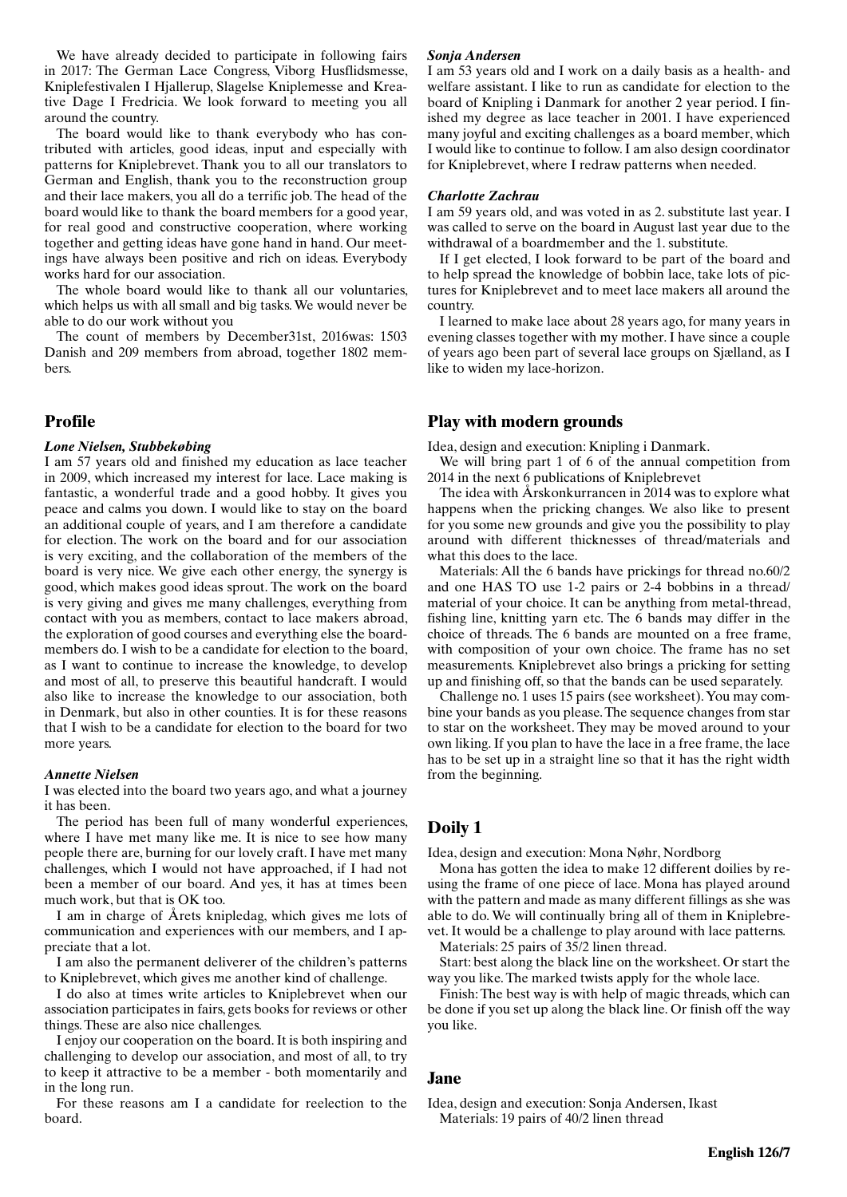We have already decided to participate in following fairs in 2017: The German Lace Congress, Viborg Husflidsmesse, Kniplefestivalen I Hjallerup, Slagelse Kniplemesse and Kreative Dage I Fredricia. We look forward to meeting you all around the country.

The board would like to thank everybody who has contributed with articles, good ideas, input and especially with patterns for Kniplebrevet. Thank you to all our translators to German and English, thank you to the reconstruction group and their lace makers, you all do a terrific job. The head of the board would like to thank the board members for a good year, for real good and constructive cooperation, where working together and getting ideas have gone hand in hand. Our meetings have always been positive and rich on ideas. Everybody works hard for our association.

The whole board would like to thank all our voluntaries, which helps us with all small and big tasks. We would never be able to do our work without you

The count of members by December31st, 2016was: 1503 Danish and 209 members from abroad, together 1802 members.

## Profile

***Lone Nielsen, Stubbekøbing***

I am 57 years old and finished my education as lace teacher in 2009, which increased my interest for lace. Lace making is fantastic, a wonderful trade and a good hobby. It gives you peace and calms you down. I would like to stay on the board an additional couple of years, and I am therefore a candidate for election. The work on the board and for our association is very exciting, and the collaboration of the members of the board is very nice. We give each other energy, the synergy is good, which makes good ideas sprout. The work on the board is very giving and gives me many challenges, everything from contact with you as members, contact to lace makers abroad, the exploration of good courses and everything else the board-members do. I wish to be a candidate for election to the board, as I want to continue to increase the knowledge, to develop and most of all, to preserve this beautiful handcraft. I would also like to increase the knowledge to our association, both in Denmark, but also in other counties. It is for these reasons that I wish to be a candidate for election to the board for two more years.

***Annette Nielsen***

I was elected into the board two years ago, and what a journey it has been.

The period has been full of many wonderful experiences, where I have met many like me. It is nice to see how many people there are, burning for our lovely craft. I have met many challenges, which I would not have approached, if I had not been a member of our board. And yes, it has at times been much work, but that is OK too.

I am in charge of Årets knipledag, which gives me lots of communication and experiences with our members, and I appreciate that a lot.

I am also the permanent deliverer of the children's patterns to Kniplebrevet, which gives me another kind of challenge.

I do also at times write articles to Kniplebrevet when our association participates in fairs, gets books for reviews or other things. These are also nice challenges.

I enjoy our cooperation on the board. It is both inspiring and challenging to develop our association, and most of all, to try to keep it attractive to be a member - both momentarily and in the long run.

For these reasons am I a candidate for reelection to the board.

***Sonja Andersen***

I am 53 years old and I work on a daily basis as a health- and welfare assistant. I like to run as candidate for election to the board of Knipling i Danmark for another 2 year period. I finished my degree as lace teacher in 2001. I have experienced many joyful and exciting challenges as a board member, which I would like to continue to follow. I am also design coordinator for Kniplebrevet, where I redraw patterns when needed.

***Charlotte Zachrau***

I am 59 years old, and was voted in as 2. substitute last year. I was called to serve on the board in August last year due to the withdrawal of a boardmember and the 1. substitute.

If I get elected, I look forward to be part of the board and to help spread the knowledge of bobbin lace, take lots of pictures for Kniplebrevet and to meet lace makers all around the country.

I learned to make lace about 28 years ago, for many years in evening classes together with my mother. I have since a couple of years ago been part of several lace groups on Sjælland, as I like to widen my lace-horizon.

## Play with modern grounds

Idea, design and execution: Knipling i Danmark.

We will bring part 1 of 6 of the annual competition from 2014 in the next 6 publications of Kniplebrevet

The idea with Årskonkurrancen in 2014 was to explore what happens when the pricking changes. We also like to present for you some new grounds and give you the possibility to play around with different thicknesses of thread/materials and what this does to the lace.

Materials: All the 6 bands have prickings for thread no.60/2 and one HAS TO use 1-2 pairs or 2-4 bobbins in a thread/material of your choice. It can be anything from metal-thread, fishing line, knitting yarn etc. The 6 bands may differ in the choice of threads. The 6 bands are mounted on a free frame, with composition of your own choice. The frame has no set measurements. Kniplebrevet also brings a pricking for setting up and finishing off, so that the bands can be used separately.

Challenge no. 1 uses 15 pairs (see worksheet). You may combine your bands as you please. The sequence changes from star to star on the worksheet. They may be moved around to your own liking. If you plan to have the lace in a free frame, the lace has to be set up in a straight line so that it has the right width from the beginning.

## Doily 1

Idea, design and execution: Mona Nøhr, Nordborg

Mona has gotten the idea to make 12 different doilies by reusing the frame of one piece of lace. Mona has played around with the pattern and made as many different fillings as she was able to do. We will continually bring all of them in Kniplebrevet. It would be a challenge to play around with lace patterns.

Materials: 25 pairs of 35/2 linen thread.

Start: best along the black line on the worksheet. Or start the way you like. The marked twists apply for the whole lace.

Finish: The best way is with help of magic threads, which can be done if you set up along the black line. Or finish off the way you like.

## Jane

Idea, design and execution: Sonja Andersen, Ikast

Materials: 19 pairs of 40/2 linen thread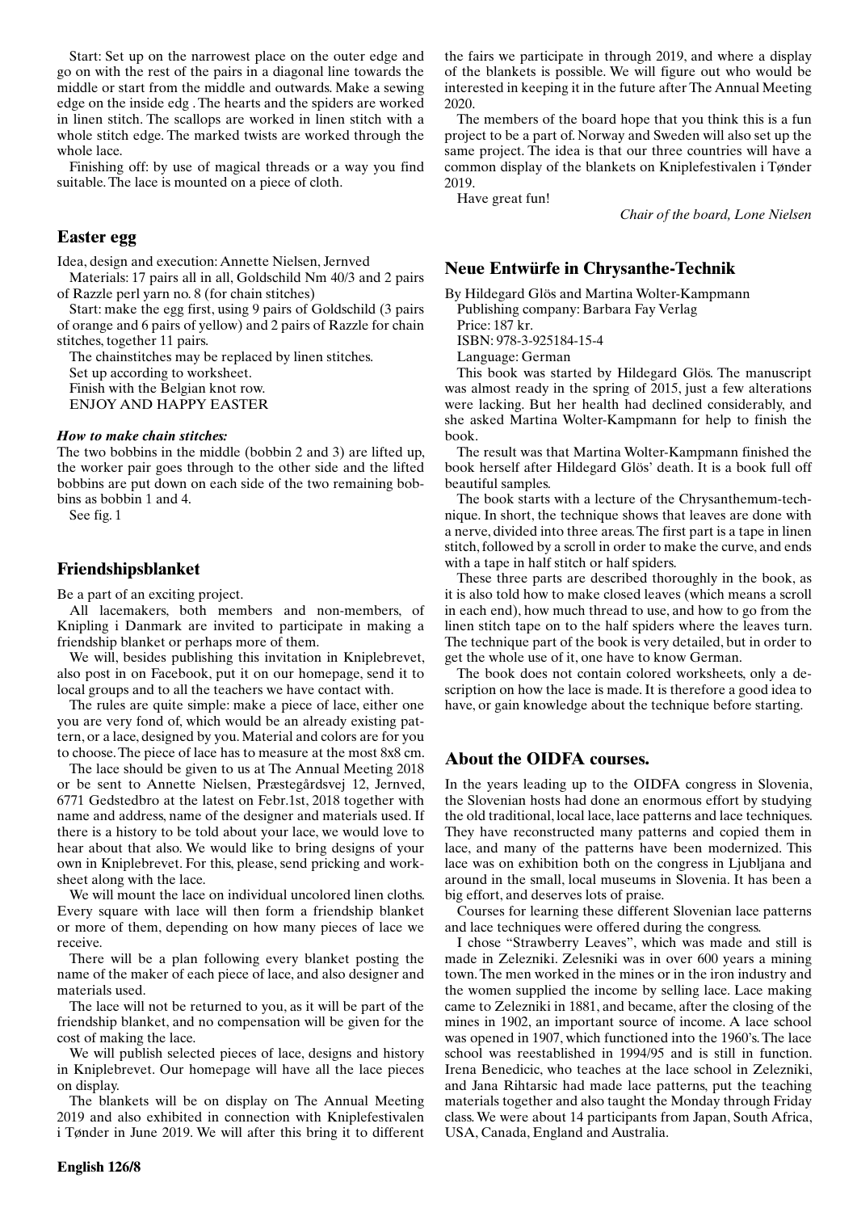Start: Set up on the narrowest place on the outer edge and go on with the rest of the pairs in a diagonal line towards the middle or start from the middle and outwards. Make a sewing edge on the inside edg . The hearts and the spiders are worked in linen stitch. The scallops are worked in linen stitch with a whole stitch edge. The marked twists are worked through the whole lace.

Finishing off: by use of magical threads or a way you find suitable. The lace is mounted on a piece of cloth.

## Easter egg

Idea, design and execution: Annette Nielsen, Jernved

Materials: 17 pairs all in all, Goldschild Nm 40/3 and 2 pairs of Razzle perl yarn no. 8 (for chain stitches)

Start: make the egg first, using 9 pairs of Goldschild (3 pairs of orange and 6 pairs of yellow) and 2 pairs of Razzle for chain stitches, together 11 pairs.

The chainstitches may be replaced by linen stitches.

Set up according to worksheet.

Finish with the Belgian knot row.

ENJOY AND HAPPY EASTER

***How to make chain stitches:***

The two bobbins in the middle (bobbin 2 and 3) are lifted up, the worker pair goes through to the other side and the lifted bobbins are put down on each side of the two remaining bobbins as bobbin 1 and 4.

See fig. 1

## Friendshipsblanket

Be a part of an exciting project.

All lacemakers, both members and non-members, of Knipling i Danmark are invited to participate in making a friendship blanket or perhaps more of them.

We will, besides publishing this invitation in Kniplebrevet, also post in on Facebook, put it on our homepage, send it to local groups and to all the teachers we have contact with.

The rules are quite simple: make a piece of lace, either one you are very fond of, which would be an already existing pattern, or a lace, designed by you. Material and colors are for you to choose. The piece of lace has to measure at the most 8x8 cm.

The lace should be given to us at The Annual Meeting 2018 or be sent to Annette Nielsen, Præstegårdsvej 12, Jernved, 6771 Gedstedbro at the latest on Febr.1st, 2018 together with name and address, name of the designer and materials used. If there is a history to be told about your lace, we would love to hear about that also. We would like to bring designs of your own in Kniplebrevet. For this, please, send pricking and worksheet along with the lace.

We will mount the lace on individual uncolored linen cloths. Every square with lace will then form a friendship blanket or more of them, depending on how many pieces of lace we receive.

There will be a plan following every blanket posting the name of the maker of each piece of lace, and also designer and materials used.

The lace will not be returned to you, as it will be part of the friendship blanket, and no compensation will be given for the cost of making the lace.

We will publish selected pieces of lace, designs and history in Kniplebrevet. Our homepage will have all the lace pieces on display.

The blankets will be on display on The Annual Meeting 2019 and also exhibited in connection with Kniplefestivalen i Tønder in June 2019. We will after this bring it to different the fairs we participate in through 2019, and where a display of the blankets is possible. We will figure out who would be interested in keeping it in the future after The Annual Meeting 2020.

The members of the board hope that you think this is a fun project to be a part of. Norway and Sweden will also set up the same project. The idea is that our three countries will have a common display of the blankets on Kniplefestivalen i Tønder 2019.

Have great fun!

*Chair of the board, Lone Nielsen*

## Neue Entwürfe in Chrysanthe-Technik

By Hildegard Glös and Martina Wolter-Kampmann

Publishing company: Barbara Fay Verlag

Price: 187 kr.

ISBN: 978-3-925184-15-4

Language: German

This book was started by Hildegard Glös. The manuscript was almost ready in the spring of 2015, just a few alterations were lacking. But her health had declined considerably, and she asked Martina Wolter-Kampmann for help to finish the book.

The result was that Martina Wolter-Kampmann finished the book herself after Hildegard Glös' death. It is a book full off beautiful samples.

The book starts with a lecture of the Chrysanthemum-technique. In short, the technique shows that leaves are done with a nerve, divided into three areas. The first part is a tape in linen stitch, followed by a scroll in order to make the curve, and ends with a tape in half stitch or half spiders.

These three parts are described thoroughly in the book, as it is also told how to make closed leaves (which means a scroll in each end), how much thread to use, and how to go from the linen stitch tape on to the half spiders where the leaves turn. The technique part of the book is very detailed, but in order to get the whole use of it, one have to know German.

The book does not contain colored worksheets, only a description on how the lace is made. It is therefore a good idea to have, or gain knowledge about the technique before starting.

## About the OIDFA courses.

In the years leading up to the OIDFA congress in Slovenia, the Slovenian hosts had done an enormous effort by studying the old traditional, local lace, lace patterns and lace techniques. They have reconstructed many patterns and copied them in lace, and many of the patterns have been modernized. This lace was on exhibition both on the congress in Ljubljana and around in the small, local museums in Slovenia. It has been a big effort, and deserves lots of praise.

Courses for learning these different Slovenian lace patterns and lace techniques were offered during the congress.

I chose "Strawberry Leaves", which was made and still is made in Zelezniki. Zelesniki was in over 600 years a mining town. The men worked in the mines or in the iron industry and the women supplied the income by selling lace. Lace making came to Zelezniki in 1881, and became, after the closing of the mines in 1902, an important source of income. A lace school was opened in 1907, which functioned into the 1960's. The lace school was reestablished in 1994/95 and is still in function. Irena Benedicic, who teaches at the lace school in Zelezniki, and Jana Rihtarsic had made lace patterns, put the teaching materials together and also taught the Monday through Friday class. We were about 14 participants from Japan, South Africa, USA, Canada, England and Australia.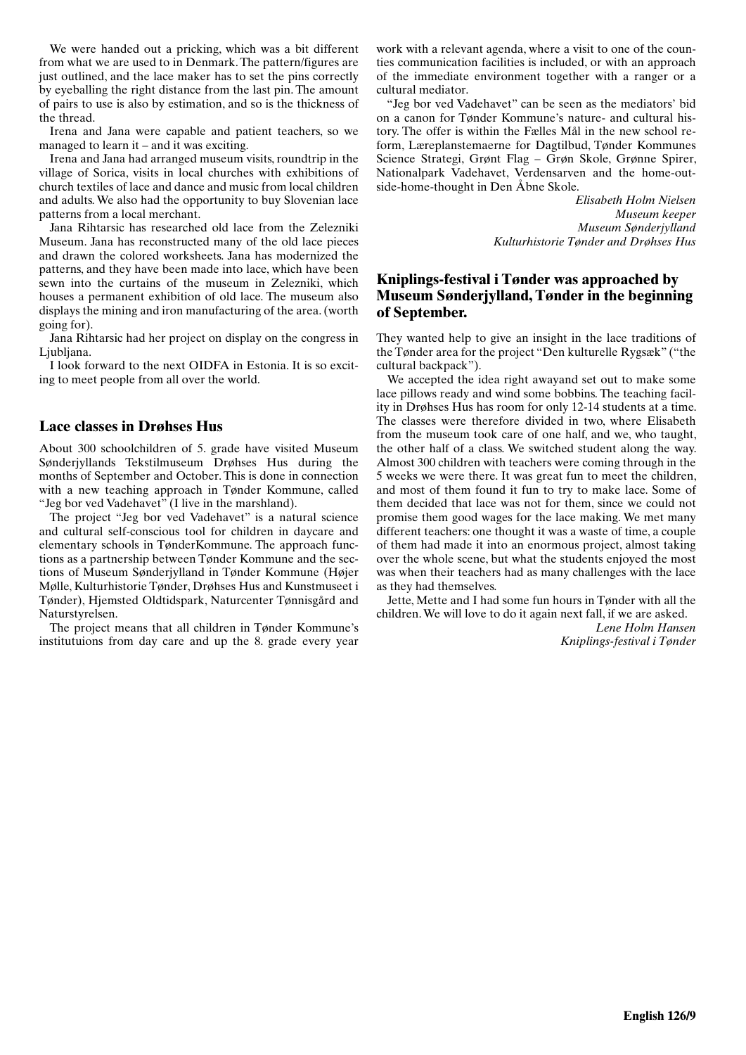We were handed out a pricking, which was a bit different from what we are used to in Denmark. The pattern/figures are just outlined, and the lace maker has to set the pins correctly by eyeballing the right distance from the last pin. The amount of pairs to use is also by estimation, and so is the thickness of the thread.

Irena and Jana were capable and patient teachers, so we managed to learn it – and it was exciting.

Irena and Jana had arranged museum visits, roundtrip in the village of Sorica, visits in local churches with exhibitions of church textiles of lace and dance and music from local children and adults. We also had the opportunity to buy Slovenian lace patterns from a local merchant.

Jana Rihtarsic has researched old lace from the Zelezniki Museum. Jana has reconstructed many of the old lace pieces and drawn the colored worksheets. Jana has modernized the patterns, and they have been made into lace, which have been sewn into the curtains of the museum in Zelezniki, which houses a permanent exhibition of old lace. The museum also displays the mining and iron manufacturing of the area. (worth going for).

Jana Rihtarsic had her project on display on the congress in Ljubljana.

I look forward to the next OIDFA in Estonia. It is so exciting to meet people from all over the world.

## Lace classes in Drøhses Hus

About 300 schoolchildren of 5. grade have visited Museum Sønderjyllands Tekstilmuseum Drøhses Hus during the months of September and October. This is done in connection with a new teaching approach in Tønder Kommune, called "Jeg bor ved Vadehavet" (I live in the marshland).

The project "Jeg bor ved Vadehavet" is a natural science and cultural self-conscious tool for children in daycare and elementary schools in TønderKommune. The approach functions as a partnership between Tønder Kommune and the sections of Museum Sønderjylland in Tønder Kommune (Højer Mølle, Kulturhistorie Tønder, Drøhses Hus and Kunstmuseet i Tønder), Hjemsted Oldtidspark, Naturcenter Tønnisgård and Naturstyrelsen.

The project means that all children in Tønder Kommune's institutuions from day care and up the 8. grade every year work with a relevant agenda, where a visit to one of the counties communication facilities is included, or with an approach of the immediate environment together with a ranger or a cultural mediator.

"Jeg bor ved Vadehavet" can be seen as the mediators' bid on a canon for Tønder Kommune's nature- and cultural history. The offer is within the Fælles Mål in the new school reform, Læreplanstemaerne for Dagtilbud, Tønder Kommunes Science Strategi, Grønt Flag – Grøn Skole, Grønne Spirer, Nationalpark Vadehavet, Verdensarven and the home-outside-home-thought in Den Åbne Skole.

*Elisabeth Holm Nielsen*
*Museum keeper*
*Museum Sønderjylland*
*Kulturhistorie Tønder and Drøhses Hus*

## Kniplings-festival i Tønder was approached by Museum Sønderjylland, Tønder in the beginning of September.

They wanted help to give an insight in the lace traditions of the Tønder area for the project "Den kulturelle Rygsæk" ("the cultural backpack").

We accepted the idea right awayand set out to make some lace pillows ready and wind some bobbins. The teaching facility in Drøhses Hus has room for only 12-14 students at a time. The classes were therefore divided in two, where Elisabeth from the museum took care of one half, and we, who taught, the other half of a class. We switched student along the way. Almost 300 children with teachers were coming through in the 5 weeks we were there. It was great fun to meet the children, and most of them found it fun to try to make lace. Some of them decided that lace was not for them, since we could not promise them good wages for the lace making. We met many different teachers: one thought it was a waste of time, a couple of them had made it into an enormous project, almost taking over the whole scene, but what the students enjoyed the most was when their teachers had as many challenges with the lace as they had themselves.

Jette, Mette and I had some fun hours in Tønder with all the children. We will love to do it again next fall, if we are asked.

*Lene Holm Hansen*
*Kniplings-festival i Tønder*